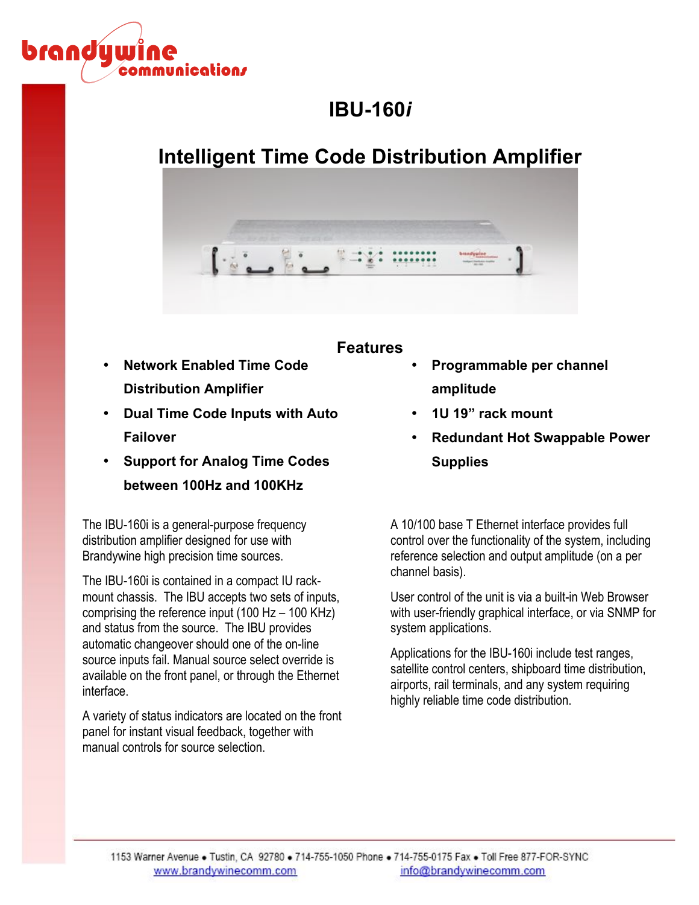# IBU-160*i*

## Intelligent Time Code Distribution Amplifier

### Features

- **Network Enabled Time Code Distribution Amplifier**
- **Dual Time Code Inputs with Auto Failover**
- **Support for Analog Time Codes between 100Hz and 100KHz**
- **Programmable per channel amplitude**
- **1U 19" rack mount**
- **Redundant Hot Swappable Power Supplies**

The IBU-160i is a general-purpose frequency distribution amplifier designed for use with Brandywine high precision time sources.

The IBU-160i is contained in a compact IU rack-mount chassis. The IBU accepts two sets of inputs, comprising the reference input (100 Hz – 100 KHz) and status from the source. The IBU provides automatic changeover should one of the on-line source inputs fail. Manual source select override is available on the front panel, or through the Ethernet interface.

A variety of status indicators are located on the front panel for instant visual feedback, together with manual controls for source selection.

A 10/100 base T Ethernet interface provides full control over the functionality of the system, including reference selection and output amplitude (on a per channel basis).

User control of the unit is via a built-in Web Browser with user-friendly graphical interface, or via SNMP for system applications.

Applications for the IBU-160i include test ranges, satellite control centers, shipboard time distribution, airports, rail terminals, and any system requiring highly reliable time code distribution.

1153 Warner Avenue • Tustin, CA 92780 • 714-755-1050 Phone • 714-755-0175 Fax • Toll Free 877-FOR-SYNC
www.brandywinecomm.com info@brandywinecomm.com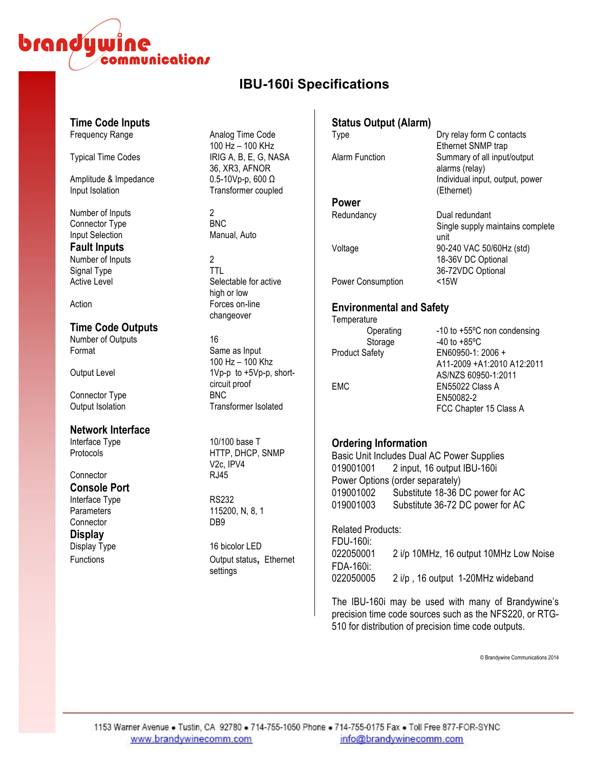# IBU-160i Specifications

## Time Code Inputs

| | |
|---|---|
| Frequency Range | Analog Time Code 100 Hz – 100 KHz |
| Typical Time Codes | IRIG A, B, E, G, NASA 36, XR3, AFNOR |
| Amplitude & Impedance | 0.5-10Vp-p, 600 Ω |
| Input Isolation | Transformer coupled |
| Number of Inputs | 2 |
| Connector Type | BNC |
| Input Selection | Manual, Auto |

## Fault Inputs

| | |
|---|---|
| Number of Inputs | 2 |
| Signal Type | TTL |
| Active Level | Selectable for active high or low |
| Action | Forces on-line changeover |

## Time Code Outputs

| | |
|---|---|
| Number of Outputs | 16 |
| Format | Same as Input 100 Hz – 100 Khz |
| Output Level | 1Vp-p to +5Vp-p, short-circuit proof |
| Connector Type | BNC |
| Output Isolation | Transformer Isolated |

## Network Interface

| | |
|---|---|
| Interface Type | 10/100 base T |
| Protocols | HTTP, DHCP, SNMP V2c, IPV4 |
| Connector | RJ45 |

## Console Port

| | |
|---|---|
| Interface Type | RS232 |
| Parameters | 115200, N, 8, 1 |
| Connector | DB9 |

## Display

| | |
|---|---|
| Display Type | 16 bicolor LED |
| Functions | Output status, Ethernet settings |

## Status Output (Alarm)

| | |
|---|---|
| Type | Dry relay form C contacts<br>Ethernet SNMP trap |
| Alarm Function | Summary of all input/output alarms (relay)<br>Individual input, output, power (Ethernet) |

## Power

| | |
|---|---|
| Redundancy | Dual redundant<br>Single supply maintains complete unit |
| Voltage | 90-240 VAC 50/60Hz (std)<br>18-36V DC Optional<br>36-72VDC Optional |
| Power Consumption | <15W |

## Environmental and Safety

| | |
|---|---|
| Temperature | |
| Operating | -10 to +55ºC non condensing |
| Storage | -40 to +85ºC |
| Product Safety | EN60950-1: 2006 + A11-2009 +A1:2010 A12:2011<br>AS/NZS 60950-1:2011 |
| EMC | EN55022 Class A<br>EN50082-2<br>FCC Chapter 15 Class A |

## Ordering Information

Basic Unit Includes Dual AC Power Supplies

019001001 2 input, 16 output IBU-160i

Power Options (order separately)

019001002 Substitute 18-36 DC power for AC

019001003 Substitute 36-72 DC power for AC

Related Products:

FDU-160i:

022050001 2 i/p 10MHz, 16 output 10MHz Low Noise

FDA-160i:

022050005 2 i/p , 16 output 1-20MHz wideband

The IBU-160i may be used with many of Brandywine's precision time code sources such as the NFS220, or RTG-510 for distribution of precision time code outputs.

© Brandywine Communications 2014